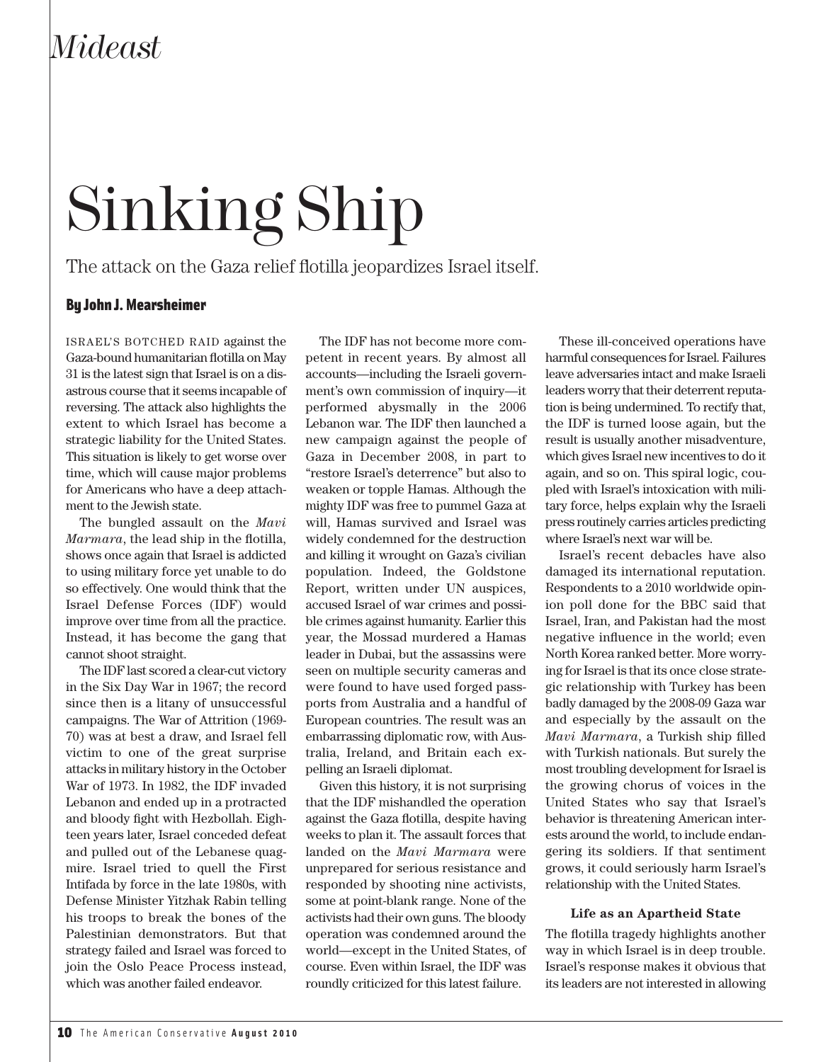# Mideast

# Sinking Ship

The attack on the Gaza relief flotilla jeopardizes Israel itself.

**By John J. Mearsheimer**

ISRAEL'S BOTCHED RAID against the Gaza-bound humanitarian flotilla on May 31 is the latest sign that Israel is on a disastrous course that it seems incapable of reversing. The attack also highlights the extent to which Israel has become a strategic liability for the United States. This situation is likely to get worse over time, which will cause major problems for Americans who have a deep attachment to the Jewish state.

The bungled assault on the *Mavi Marmara*, the lead ship in the flotilla, shows once again that Israel is addicted to using military force yet unable to do so effectively. One would think that the Israel Defense Forces (IDF) would improve over time from all the practice. Instead, it has become the gang that cannot shoot straight.

The IDF last scored a clear-cut victory in the Six Day War in 1967; the record since then is a litany of unsuccessful campaigns. The War of Attrition (1969-70) was at best a draw, and Israel fell victim to one of the great surprise attacks in military history in the October War of 1973. In 1982, the IDF invaded Lebanon and ended up in a protracted and bloody fight with Hezbollah. Eighteen years later, Israel conceded defeat and pulled out of the Lebanese quagmire. Israel tried to quell the First Intifada by force in the late 1980s, with Defense Minister Yitzhak Rabin telling his troops to break the bones of the Palestinian demonstrators. But that strategy failed and Israel was forced to join the Oslo Peace Process instead, which was another failed endeavor.

The IDF has not become more competent in recent years. By almost all accounts—including the Israeli government's own commission of inquiry—it performed abysmally in the 2006 Lebanon war. The IDF then launched a new campaign against the people of Gaza in December 2008, in part to "restore Israel's deterrence" but also to weaken or topple Hamas. Although the mighty IDF was free to pummel Gaza at will, Hamas survived and Israel was widely condemned for the destruction and killing it wrought on Gaza's civilian population. Indeed, the Goldstone Report, written under UN auspices, accused Israel of war crimes and possible crimes against humanity. Earlier this year, the Mossad murdered a Hamas leader in Dubai, but the assassins were seen on multiple security cameras and were found to have used forged passports from Australia and a handful of European countries. The result was an embarrassing diplomatic row, with Australia, Ireland, and Britain each expelling an Israeli diplomat.

Given this history, it is not surprising that the IDF mishandled the operation against the Gaza flotilla, despite having weeks to plan it. The assault forces that landed on the *Mavi Marmara* were unprepared for serious resistance and responded by shooting nine activists, some at point-blank range. None of the activists had their own guns. The bloody operation was condemned around the world—except in the United States, of course. Even within Israel, the IDF was roundly criticized for this latest failure.

These ill-conceived operations have harmful consequences for Israel. Failures leave adversaries intact and make Israeli leaders worry that their deterrent reputation is being undermined. To rectify that, the IDF is turned loose again, but the result is usually another misadventure, which gives Israel new incentives to do it again, and so on. This spiral logic, coupled with Israel's intoxication with military force, helps explain why the Israeli press routinely carries articles predicting where Israel's next war will be.

Israel's recent debacles have also damaged its international reputation. Respondents to a 2010 worldwide opinion poll done for the BBC said that Israel, Iran, and Pakistan had the most negative influence in the world; even North Korea ranked better. More worrying for Israel is that its once close strategic relationship with Turkey has been badly damaged by the 2008-09 Gaza war and especially by the assault on the *Mavi Marmara*, a Turkish ship filled with Turkish nationals. But surely the most troubling development for Israel is the growing chorus of voices in the United States who say that Israel's behavior is threatening American interests around the world, to include endangering its soldiers. If that sentiment grows, it could seriously harm Israel's relationship with the United States.

### Life as an Apartheid State

The flotilla tragedy highlights another way in which Israel is in deep trouble. Israel's response makes it obvious that its leaders are not interested in allowing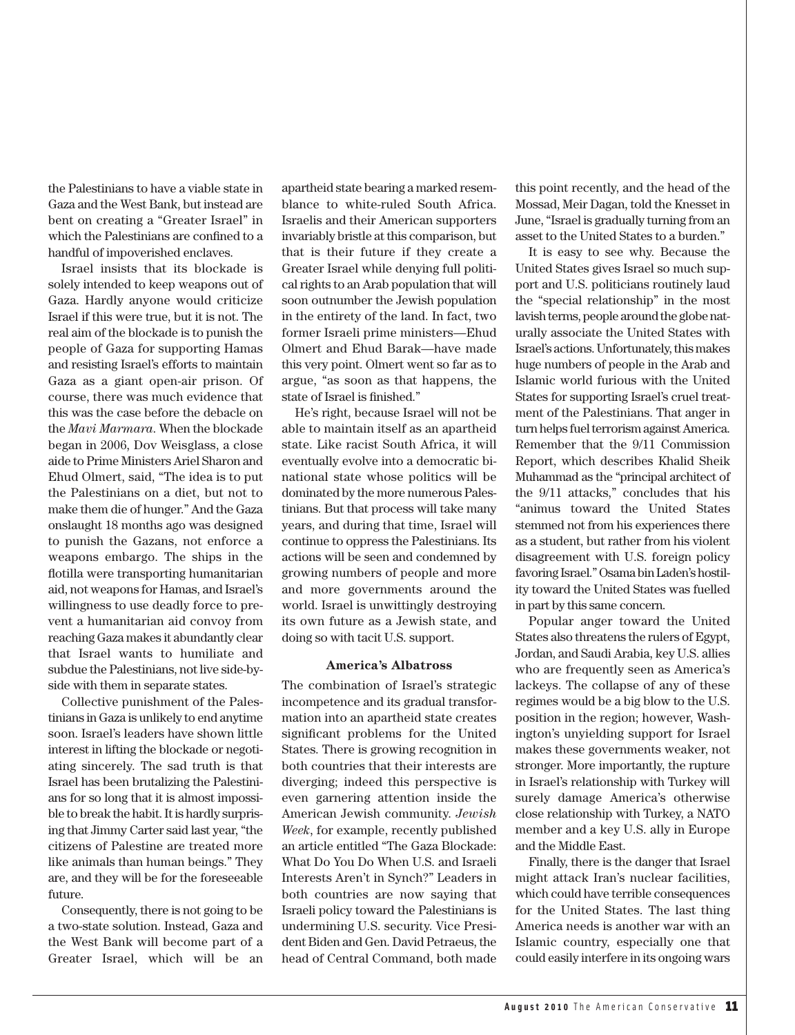the Palestinians to have a viable state in Gaza and the West Bank, but instead are bent on creating a "Greater Israel" in which the Palestinians are confined to a handful of impoverished enclaves.

Israel insists that its blockade is solely intended to keep weapons out of Gaza. Hardly anyone would criticize Israel if this were true, but it is not. The real aim of the blockade is to punish the people of Gaza for supporting Hamas and resisting Israel's efforts to maintain Gaza as a giant open-air prison. Of course, there was much evidence that this was the case before the debacle on the *Mavi Marmara*. When the blockade began in 2006, Dov Weisglass, a close aide to Prime Ministers Ariel Sharon and Ehud Olmert, said, "The idea is to put the Palestinians on a diet, but not to make them die of hunger." And the Gaza onslaught 18 months ago was designed to punish the Gazans, not enforce a weapons embargo. The ships in the flotilla were transporting humanitarian aid, not weapons for Hamas, and Israel's willingness to use deadly force to prevent a humanitarian aid convoy from reaching Gaza makes it abundantly clear that Israel wants to humiliate and subdue the Palestinians, not live side-by-side with them in separate states.

Collective punishment of the Palestinians in Gaza is unlikely to end anytime soon. Israel's leaders have shown little interest in lifting the blockade or negotiating sincerely. The sad truth is that Israel has been brutalizing the Palestinians for so long that it is almost impossible to break the habit. It is hardly surprising that Jimmy Carter said last year, "the citizens of Palestine are treated more like animals than human beings." They are, and they will be for the foreseeable future.

Consequently, there is not going to be a two-state solution. Instead, Gaza and the West Bank will become part of a Greater Israel, which will be an apartheid state bearing a marked resemblance to white-ruled South Africa. Israelis and their American supporters invariably bristle at this comparison, but that is their future if they create a Greater Israel while denying full political rights to an Arab population that will soon outnumber the Jewish population in the entirety of the land. In fact, two former Israeli prime ministers—Ehud Olmert and Ehud Barak—have made this very point. Olmert went so far as to argue, "as soon as that happens, the state of Israel is finished."

He's right, because Israel will not be able to maintain itself as an apartheid state. Like racist South Africa, it will eventually evolve into a democratic bi-national state whose politics will be dominated by the more numerous Palestinians. But that process will take many years, and during that time, Israel will continue to oppress the Palestinians. Its actions will be seen and condemned by growing numbers of people and more and more governments around the world. Israel is unwittingly destroying its own future as a Jewish state, and doing so with tacit U.S. support.

### America's Albatross

The combination of Israel's strategic incompetence and its gradual transformation into an apartheid state creates significant problems for the United States. There is growing recognition in both countries that their interests are diverging; indeed this perspective is even garnering attention inside the American Jewish community. *Jewish Week*, for example, recently published an article entitled "The Gaza Blockade: What Do You Do When U.S. and Israeli Interests Aren't in Synch?" Leaders in both countries are now saying that Israeli policy toward the Palestinians is undermining U.S. security. Vice President Biden and Gen. David Petraeus, the head of Central Command, both made this point recently, and the head of the Mossad, Meir Dagan, told the Knesset in June, "Israel is gradually turning from an asset to the United States to a burden."

It is easy to see why. Because the United States gives Israel so much support and U.S. politicians routinely laud the "special relationship" in the most lavish terms, people around the globe naturally associate the United States with Israel's actions. Unfortunately, this makes huge numbers of people in the Arab and Islamic world furious with the United States for supporting Israel's cruel treatment of the Palestinians. That anger in turn helps fuel terrorism against America. Remember that the 9/11 Commission Report, which describes Khalid Sheik Muhammad as the "principal architect of the 9/11 attacks," concludes that his "animus toward the United States stemmed not from his experiences there as a student, but rather from his violent disagreement with U.S. foreign policy favoring Israel." Osama bin Laden's hostility toward the United States was fuelled in part by this same concern.

Popular anger toward the United States also threatens the rulers of Egypt, Jordan, and Saudi Arabia, key U.S. allies who are frequently seen as America's lackeys. The collapse of any of these regimes would be a big blow to the U.S. position in the region; however, Washington's unyielding support for Israel makes these governments weaker, not stronger. More importantly, the rupture in Israel's relationship with Turkey will surely damage America's otherwise close relationship with Turkey, a NATO member and a key U.S. ally in Europe and the Middle East.

Finally, there is the danger that Israel might attack Iran's nuclear facilities, which could have terrible consequences for the United States. The last thing America needs is another war with an Islamic country, especially one that could easily interfere in its ongoing wars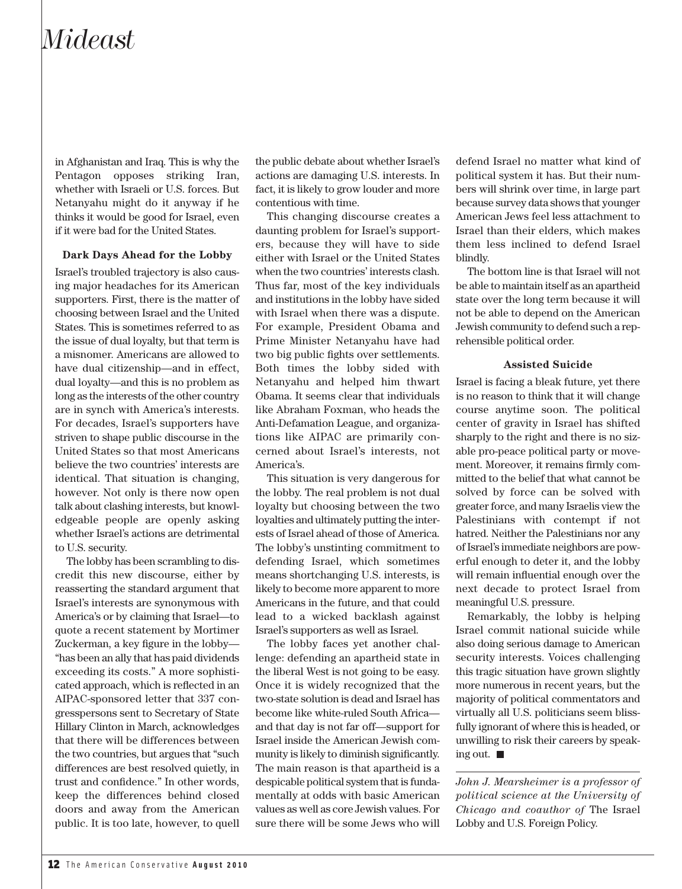in Afghanistan and Iraq. This is why the Pentagon opposes striking Iran, whether with Israeli or U.S. forces. But Netanyahu might do it anyway if he thinks it would be good for Israel, even if it were bad for the United States.

### Dark Days Ahead for the Lobby

Israel's troubled trajectory is also causing major headaches for its American supporters. First, there is the matter of choosing between Israel and the United States. This is sometimes referred to as the issue of dual loyalty, but that term is a misnomer. Americans are allowed to have dual citizenship—and in effect, dual loyalty—and this is no problem as long as the interests of the other country are in synch with America's interests. For decades, Israel's supporters have striven to shape public discourse in the United States so that most Americans believe the two countries' interests are identical. That situation is changing, however. Not only is there now open talk about clashing interests, but knowledgeable people are openly asking whether Israel's actions are detrimental to U.S. security.

The lobby has been scrambling to discredit this new discourse, either by reasserting the standard argument that Israel's interests are synonymous with America's or by claiming that Israel—to quote a recent statement by Mortimer Zuckerman, a key figure in the lobby—"has been an ally that has paid dividends exceeding its costs." A more sophisticated approach, which is reflected in an AIPAC-sponsored letter that 337 congresspersons sent to Secretary of State Hillary Clinton in March, acknowledges that there will be differences between the two countries, but argues that "such differences are best resolved quietly, in trust and confidence." In other words, keep the differences behind closed doors and away from the American public. It is too late, however, to quell the public debate about whether Israel's actions are damaging U.S. interests. In fact, it is likely to grow louder and more contentious with time.

This changing discourse creates a daunting problem for Israel's supporters, because they will have to side either with Israel or the United States when the two countries' interests clash. Thus far, most of the key individuals and institutions in the lobby have sided with Israel when there was a dispute. For example, President Obama and Prime Minister Netanyahu have had two big public fights over settlements. Both times the lobby sided with Netanyahu and helped him thwart Obama. It seems clear that individuals like Abraham Foxman, who heads the Anti-Defamation League, and organizations like AIPAC are primarily concerned about Israel's interests, not America's.

This situation is very dangerous for the lobby. The real problem is not dual loyalty but choosing between the two loyalties and ultimately putting the interests of Israel ahead of those of America. The lobby's unstinting commitment to defending Israel, which sometimes means shortchanging U.S. interests, is likely to become more apparent to more Americans in the future, and that could lead to a wicked backlash against Israel's supporters as well as Israel.

The lobby faces yet another challenge: defending an apartheid state in the liberal West is not going to be easy. Once it is widely recognized that the two-state solution is dead and Israel has become like white-ruled South Africa—and that day is not far off—support for Israel inside the American Jewish community is likely to diminish significantly. The main reason is that apartheid is a despicable political system that is fundamentally at odds with basic American values as well as core Jewish values. For sure there will be some Jews who will defend Israel no matter what kind of political system it has. But their numbers will shrink over time, in large part because survey data shows that younger American Jews feel less attachment to Israel than their elders, which makes them less inclined to defend Israel blindly.

The bottom line is that Israel will not be able to maintain itself as an apartheid state over the long term because it will not be able to depend on the American Jewish community to defend such a reprehensible political order.

### Assisted Suicide

Israel is facing a bleak future, yet there is no reason to think that it will change course anytime soon. The political center of gravity in Israel has shifted sharply to the right and there is no sizable pro-peace political party or movement. Moreover, it remains firmly committed to the belief that what cannot be solved by force can be solved with greater force, and many Israelis view the Palestinians with contempt if not hatred. Neither the Palestinians nor any of Israel's immediate neighbors are powerful enough to deter it, and the lobby will remain influential enough over the next decade to protect Israel from meaningful U.S. pressure.

Remarkably, the lobby is helping Israel commit national suicide while also doing serious damage to American security interests. Voices challenging this tragic situation have grown slightly more numerous in recent years, but the majority of political commentators and virtually all U.S. politicians seem blissfully ignorant of where this is headed, or unwilling to risk their careers by speaking out. ■

---

*John J. Mearsheimer is a professor of political science at the University of Chicago and coauthor of* The Israel Lobby and U.S. Foreign Policy.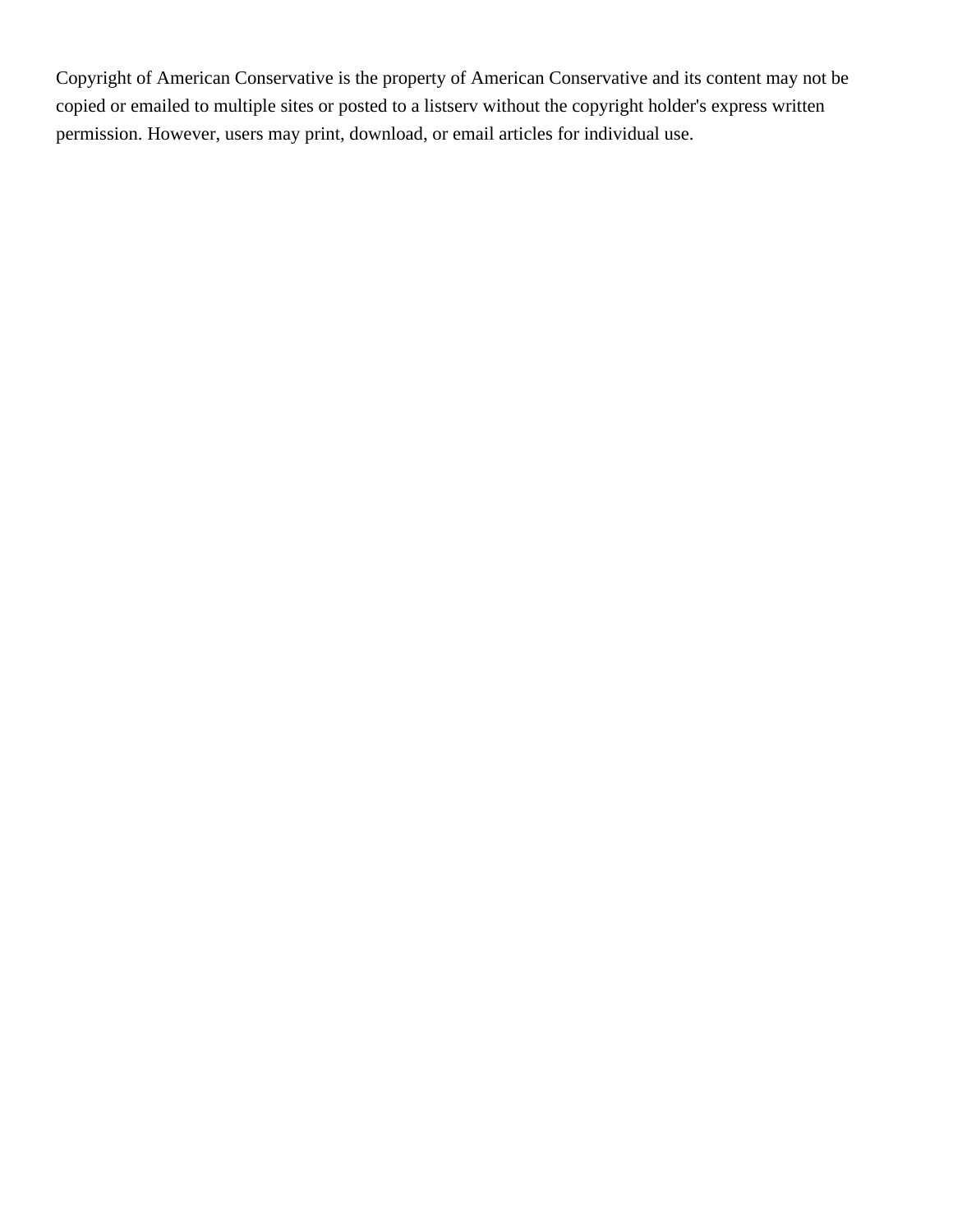Copyright of American Conservative is the property of American Conservative and its content may not be copied or emailed to multiple sites or posted to a listserv without the copyright holder's express written permission. However, users may print, download, or email articles for individual use.